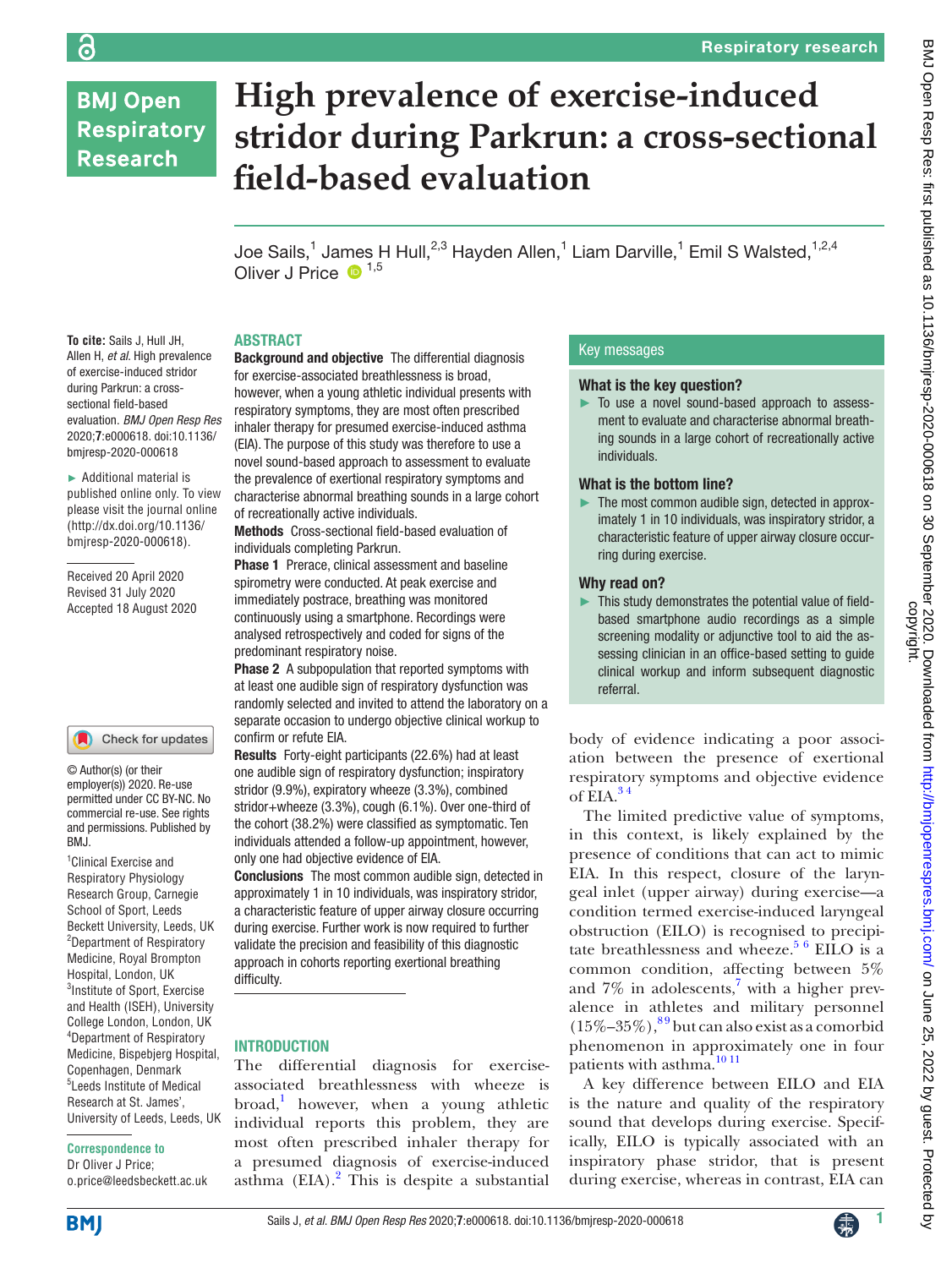# High prevalence of exercise-induced stridor during Parkrun: a cross-sectional field-based evaluation

Joe Sails,[1] James H Hull,[2,3] Hayden Allen,[1] Liam Darville,[1] Emil S Walsted,[1,2,4] Oliver J Price [1,5]

**To cite:** Sails J, Hull JH, Allen H, *et al*. High prevalence of exercise-induced stridor during Parkrun: a cross-sectional field-based evaluation. *BMJ Open Resp Res* 2020;**7**:e000618. doi:10.1136/bmjresp-2020-000618

► Additional material is published online only. To view please visit the journal online (http://dx.doi.org/10.1136/bmjresp-2020-000618).

Received 20 April 2020
Revised 31 July 2020
Accepted 18 August 2020

© Author(s) (or their employer(s)) 2020. Re-use permitted under CC BY-NC. No commercial re-use. See rights and permissions. Published by BMJ.

[1]Clinical Exercise and Respiratory Physiology Research Group, Carnegie School of Sport, Leeds Beckett University, Leeds, UK
[2]Department of Respiratory Medicine, Royal Brompton Hospital, London, UK
[3]Institute of Sport, Exercise and Health (ISEH), University College London, London, UK
[4]Department of Respiratory Medicine, Bispebjerg Hospital, Copenhagen, Denmark
[5]Leeds Institute of Medical Research at St. James', University of Leeds, Leeds, UK

**Correspondence to**
Dr Oliver J Price;
o.price@leedsbeckett.ac.uk

## ABSTRACT

**Background and objective** The differential diagnosis for exercise-associated breathlessness is broad, however, when a young athletic individual presents with respiratory symptoms, they are most often prescribed inhaler therapy for presumed exercise-induced asthma (EIA). The purpose of this study was therefore to use a novel sound-based approach to assessment to evaluate the prevalence of exertional respiratory symptoms and characterise abnormal breathing sounds in a large cohort of recreationally active individuals.

**Methods** Cross-sectional field-based evaluation of individuals completing Parkrun.

**Phase 1** Prerace, clinical assessment and baseline spirometry were conducted. At peak exercise and immediately postrace, breathing was monitored continuously using a smartphone. Recordings were analysed retrospectively and coded for signs of the predominant respiratory noise.

**Phase 2** A subpopulation that reported symptoms with at least one audible sign of respiratory dysfunction was randomly selected and invited to attend the laboratory on a separate occasion to undergo objective clinical workup to confirm or refute EIA.

**Results** Forty-eight participants (22.6%) had at least one audible sign of respiratory dysfunction; inspiratory stridor (9.9%), expiratory wheeze (3.3%), combined stridor+wheeze (3.3%), cough (6.1%). Over one-third of the cohort (38.2%) were classified as symptomatic. Ten individuals attended a follow-up appointment, however, only one had objective evidence of EIA.

**Conclusions** The most common audible sign, detected in approximately 1 in 10 individuals, was inspiratory stridor, a characteristic feature of upper airway closure occurring during exercise. Further work is now required to further validate the precision and feasibility of this diagnostic approach in cohorts reporting exertional breathing difficulty.

## Key messages

### What is the key question?

► To use a novel sound-based approach to assessment to evaluate and characterise abnormal breathing sounds in a large cohort of recreationally active individuals.

### What is the bottom line?

► The most common audible sign, detected in approximately 1 in 10 individuals, was inspiratory stridor, a characteristic feature of upper airway closure occurring during exercise.

### Why read on?

► This study demonstrates the potential value of field-based smartphone audio recordings as a simple screening modality or adjunctive tool to aid the assessing clinician in an office-based setting to guide clinical workup and inform subsequent diagnostic referral.

## INTRODUCTION

The differential diagnosis for exercise-associated breathlessness with wheeze is broad,[1] however, when a young athletic individual reports this problem, they are most often prescribed inhaler therapy for a presumed diagnosis of exercise-induced asthma (EIA).[2] This is despite a substantial body of evidence indicating a poor association between the presence of exertional respiratory symptoms and objective evidence of EIA.[3,4]

The limited predictive value of symptoms, in this context, is likely explained by the presence of conditions that can act to mimic EIA. In this respect, closure of the laryngeal inlet (upper airway) during exercise—a condition termed exercise-induced laryngeal obstruction (EILO) is recognised to precipitate breathlessness and wheeze.[5,6] EILO is a common condition, affecting between 5% and 7% in adolescents,[7] with a higher prevalence in athletes and military personnel (15%–35%),[8,9] but can also exist as a comorbid phenomenon in approximately one in four patients with asthma.[10,11]

A key difference between EILO and EIA is the nature and quality of the respiratory sound that develops during exercise. Specifically, EILO is typically associated with an inspiratory phase stridor, that is present during exercise, whereas in contrast, EIA can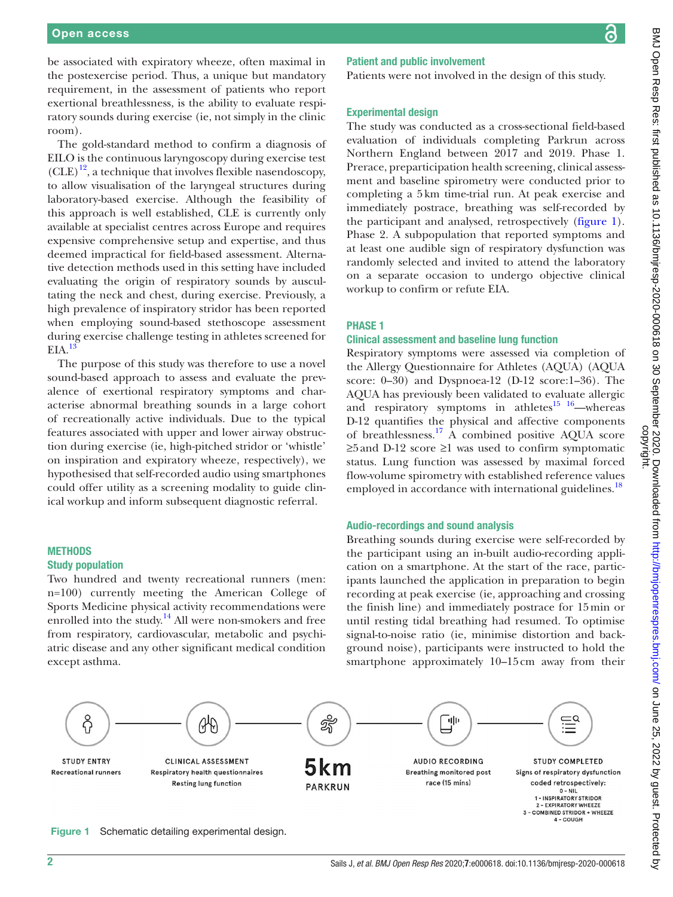be associated with expiratory wheeze, often maximal in the postexercise period. Thus, a unique but mandatory requirement, in the assessment of patients who report exertional breathlessness, is the ability to evaluate respiratory sounds during exercise (ie, not simply in the clinic room).

The gold-standard method to confirm a diagnosis of EILO is the continuous laryngoscopy during exercise test (CLE)[12], a technique that involves flexible nasendoscopy, to allow visualisation of the laryngeal structures during laboratory-based exercise. Although the feasibility of this approach is well established, CLE is currently only available at specialist centres across Europe and requires expensive comprehensive setup and expertise, and thus deemed impractical for field-based assessment. Alternative detection methods used in this setting have included evaluating the origin of respiratory sounds by auscultating the neck and chest, during exercise. Previously, a high prevalence of inspiratory stridor has been reported when employing sound-based stethoscope assessment during exercise challenge testing in athletes screened for EIA.[13]

The purpose of this study was therefore to use a novel sound-based approach to assess and evaluate the prevalence of exertional respiratory symptoms and characterise abnormal breathing sounds in a large cohort of recreationally active individuals. Due to the typical features associated with upper and lower airway obstruction during exercise (ie, high-pitched stridor or 'whistle' on inspiration and expiratory wheeze, respectively), we hypothesised that self-recorded audio using smartphones could offer utility as a screening modality to guide clinical workup and inform subsequent diagnostic referral.

## METHODS

### Study population

Two hundred and twenty recreational runners (men: n=100) currently meeting the American College of Sports Medicine physical activity recommendations were enrolled into the study.[14] All were non-smokers and free from respiratory, cardiovascular, metabolic and psychiatric disease and any other significant medical condition except asthma.

### Patient and public involvement

Patients were not involved in the design of this study.

### Experimental design

The study was conducted as a cross-sectional field-based evaluation of individuals completing Parkrun across Northern England between 2017 and 2019. Phase 1. Prerace, preparticipation health screening, clinical assessment and baseline spirometry were conducted prior to completing a 5 km time-trial run. At peak exercise and immediately postrace, breathing was self-recorded by the participant and analysed, retrospectively (figure 1). Phase 2. A subpopulation that reported symptoms and at least one audible sign of respiratory dysfunction was randomly selected and invited to attend the laboratory on a separate occasion to undergo objective clinical workup to confirm or refute EIA.

## PHASE 1

### Clinical assessment and baseline lung function

Respiratory symptoms were assessed via completion of the Allergy Questionnaire for Athletes (AQUA) (AQUA score: 0–30) and Dyspnoea-12 (D-12 score:1–36). The AQUA has previously been validated to evaluate allergic and respiratory symptoms in athletes[15 16]—whereas D-12 quantifies the physical and affective components of breathlessness.[17] A combined positive AQUA score ≥5 and D-12 score ≥1 was used to confirm symptomatic status. Lung function was assessed by maximal forced flow-volume spirometry with established reference values employed in accordance with international guidelines.[18]

### Audio-recordings and sound analysis

Breathing sounds during exercise were self-recorded by the participant using an in-built audio-recording application on a smartphone. At the start of the race, participants launched the application in preparation to begin recording at peak exercise (ie, approaching and crossing the finish line) and immediately postrace for 15 min or until resting tidal breathing had resumed. To optimise signal-to-noise ratio (ie, minimise distortion and background noise), participants were instructed to hold the smartphone approximately 10–15 cm away from their

STUDY ENTRY
Recreational runners

CLINICAL ASSESSMENT
Respiratory health questionnaires
Resting lung function

5km
PARKRUN

AUDIO RECORDING
Breathing monitored post race (15 mins)

STUDY COMPLETED
Signs of respiratory dysfunction coded retrospectively:
0 - NIL
1 - INSPIRATORY STRIDOR
2 - EXPIRATORY WHEEZE
3 - COMBINED STRIDOR + WHEEZE
4 - COUGH

Figure 1 Schematic detailing experimental design.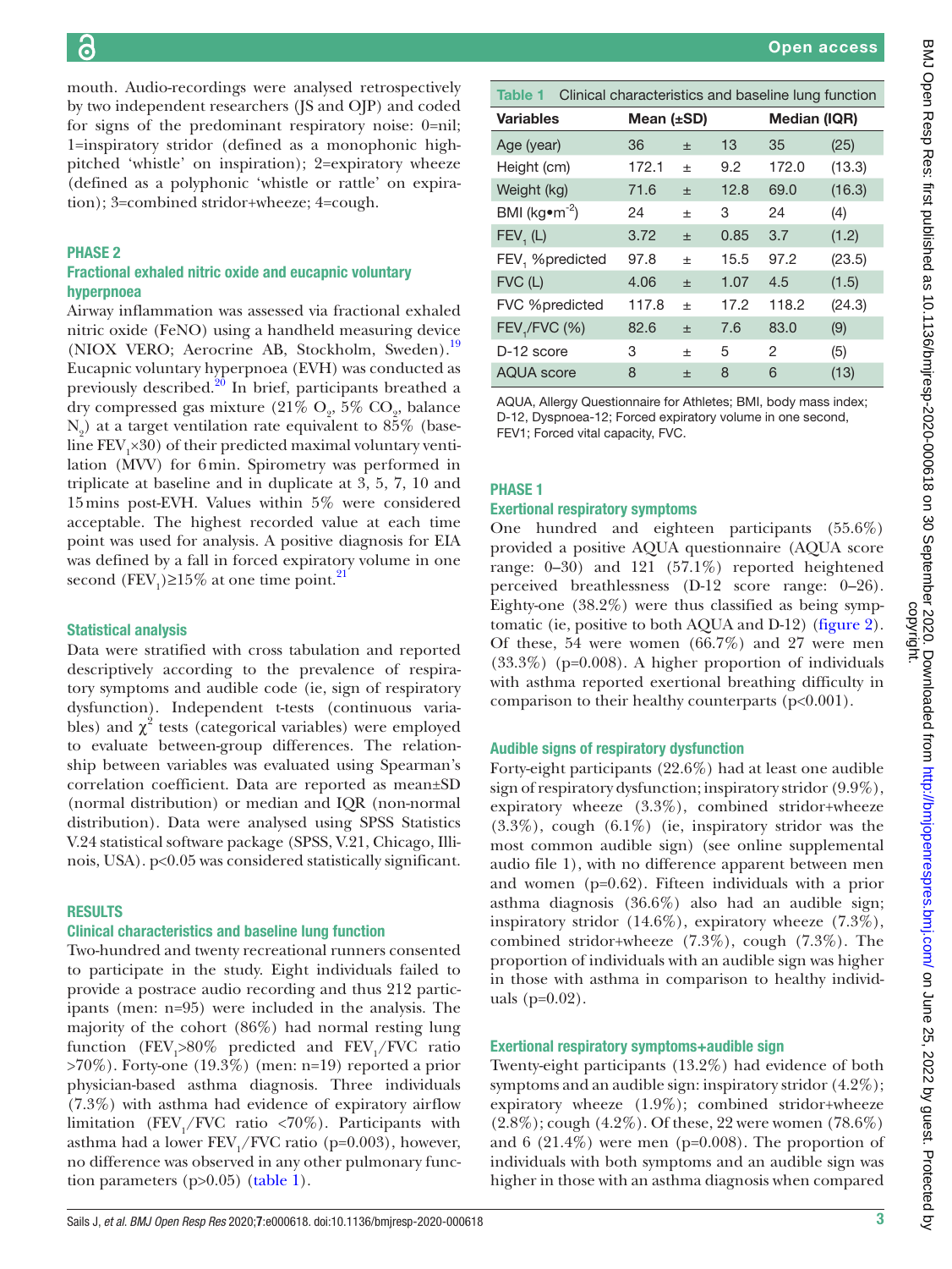mouth. Audio-recordings were analysed retrospectively by two independent researchers (JS and OJP) and coded for signs of the predominant respiratory noise: 0=nil; 1=inspiratory stridor (defined as a monophonic high-pitched 'whistle' on inspiration); 2=expiratory wheeze (defined as a polyphonic 'whistle or rattle' on expiration); 3=combined stridor+wheeze; 4=cough.

## PHASE 2

### Fractional exhaled nitric oxide and eucapnic voluntary hyperpnoea

Airway inflammation was assessed via fractional exhaled nitric oxide (FeNO) using a handheld measuring device (NIOX VERO; Aerocrine AB, Stockholm, Sweden).[19] Eucapnic voluntary hyperpnoea (EVH) was conducted as previously described.[20] In brief, participants breathed a dry compressed gas mixture (21% $O_2$, 5% $CO_2$, balance $N_2$) at a target ventilation rate equivalent to 85% (baseline $FEV_1 \times 30$) of their predicted maximal voluntary ventilation (MVV) for 6 min. Spirometry was performed in triplicate at baseline and in duplicate at 3, 5, 7, 10 and 15 mins post-EVH. Values within 5% were considered acceptable. The highest recorded value at each time point was used for analysis. A positive diagnosis for EIA was defined by a fall in forced expiratory volume in one second ($FEV_1$)≥15% at one time point.[21]

### Statistical analysis

Data were stratified with cross tabulation and reported descriptively according to the prevalence of respiratory symptoms and audible code (ie, sign of respiratory dysfunction). Independent t-tests (continuous variables) and $\chi^2$ tests (categorical variables) were employed to evaluate between-group differences. The relationship between variables was evaluated using Spearman's correlation coefficient. Data are reported as mean±SD (normal distribution) or median and IQR (non-normal distribution). Data were analysed using SPSS Statistics V.24 statistical software package (SPSS, V.21, Chicago, Illinois, USA). p<0.05 was considered statistically significant.

## RESULTS

### Clinical characteristics and baseline lung function

Two-hundred and twenty recreational runners consented to participate in the study. Eight individuals failed to provide a postrace audio recording and thus 212 participants (men: n=95) were included in the analysis. The majority of the cohort (86%) had normal resting lung function ($FEV_1$>80% predicted and $FEV_1$/FVC ratio >70%). Forty-one (19.3%) (men: n=19) reported a prior physician-based asthma diagnosis. Three individuals (7.3%) with asthma had evidence of expiratory airflow limitation ($FEV_1$/FVC ratio <70%). Participants with asthma had a lower $FEV_1$/FVC ratio (p=0.003), however, no difference was observed in any other pulmonary function parameters (p>0.05) (table 1).

**Table 1** Clinical characteristics and baseline lung function

| Variables | Mean (±SD) | | | Median (IQR) | |
|---|---|---|---|---|---|
| Age (year) | 36 | ± | 13 | 35 | (25) |
| Height (cm) | 172.1 | ± | 9.2 | 172.0 | (13.3) |
| Weight (kg) | 71.6 | ± | 12.8 | 69.0 | (16.3) |
| BMI (kg•m$^{-2}$) | 24 | ± | 3 | 24 | (4) |
| $FEV_1$ (L) | 3.72 | ± | 0.85 | 3.7 | (1.2) |
| $FEV_1$ %predicted | 97.8 | ± | 15.5 | 97.2 | (23.5) |
| FVC (L) | 4.06 | ± | 1.07 | 4.5 | (1.5) |
| FVC %predicted | 117.8 | ± | 17.2 | 118.2 | (24.3) |
| $FEV_1$/FVC (%) | 82.6 | ± | 7.6 | 83.0 | (9) |
| D-12 score | 3 | ± | 5 | 2 | (5) |
| AQUA score | 8 | ± | 8 | 6 | (13) |

AQUA, Allergy Questionnaire for Athletes; BMI, body mass index; D-12, Dyspnoea-12; Forced expiratory volume in one second, FEV1; Forced vital capacity, FVC.

## PHASE 1

### Exertional respiratory symptoms

One hundred and eighteen participants (55.6%) provided a positive AQUA questionnaire (AQUA score range: 0–30) and 121 (57.1%) reported heightened perceived breathlessness (D-12 score range: 0–26). Eighty-one (38.2%) were thus classified as being symptomatic (ie, positive to both AQUA and D-12) (figure 2). Of these, 54 were women (66.7%) and 27 were men (33.3%) (p=0.008). A higher proportion of individuals with asthma reported exertional breathing difficulty in comparison to their healthy counterparts (p<0.001).

### Audible signs of respiratory dysfunction

Forty-eight participants (22.6%) had at least one audible sign of respiratory dysfunction; inspiratory stridor (9.9%), expiratory wheeze (3.3%), combined stridor+wheeze (3.3%), cough (6.1%) (ie, inspiratory stridor was the most common audible sign) (see online supplemental audio file 1), with no difference apparent between men and women (p=0.62). Fifteen individuals with a prior asthma diagnosis (36.6%) also had an audible sign; inspiratory stridor (14.6%), expiratory wheeze (7.3%), combined stridor+wheeze (7.3%), cough (7.3%). The proportion of individuals with an audible sign was higher in those with asthma in comparison to healthy individuals (p=0.02).

### Exertional respiratory symptoms+audible sign

Twenty-eight participants (13.2%) had evidence of both symptoms and an audible sign: inspiratory stridor (4.2%); expiratory wheeze (1.9%); combined stridor+wheeze (2.8%); cough (4.2%). Of these, 22 were women (78.6%) and 6 (21.4%) were men (p=0.008). The proportion of individuals with both symptoms and an audible sign was higher in those with an asthma diagnosis when compared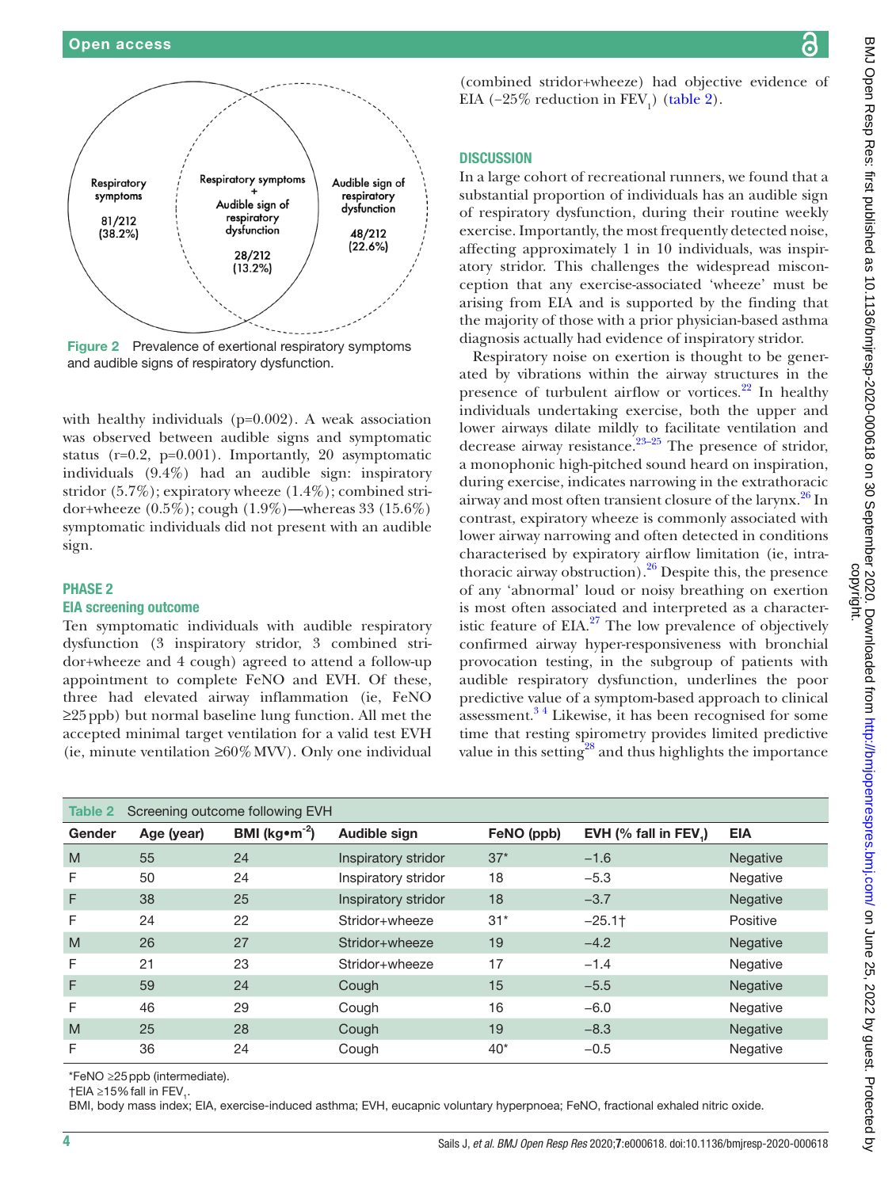Respiratory symptoms

81/212 (38.2%)

Respiratory symptoms + Audible sign of respiratory dysfunction

28/212 (13.2%)

Audible sign of respiratory dysfunction

48/212 (22.6%)

Figure 2 Prevalence of exertional respiratory symptoms and audible signs of respiratory dysfunction.

with healthy individuals (p=0.002). A weak association was observed between audible signs and symptomatic status (r=0.2, p=0.001). Importantly, 20 asymptomatic individuals (9.4%) had an audible sign: inspiratory stridor (5.7%); expiratory wheeze (1.4%); combined stridor+wheeze (0.5%); cough (1.9%)—whereas 33 (15.6%) symptomatic individuals did not present with an audible sign.

## PHASE 2

### EIA screening outcome

Ten symptomatic individuals with audible respiratory dysfunction (3 inspiratory stridor, 3 combined stridor+wheeze and 4 cough) agreed to attend a follow-up appointment to complete FeNO and EVH. Of these, three had elevated airway inflammation (ie, FeNO ≥25 ppb) but normal baseline lung function. All met the accepted minimal target ventilation for a valid test EVH (ie, minute ventilation ≥60% MVV). Only one individual (combined stridor+wheeze) had objective evidence of EIA (−25% reduction in $FEV_1$) (table 2).

## DISCUSSION

In a large cohort of recreational runners, we found that a substantial proportion of individuals has an audible sign of respiratory dysfunction, during their routine weekly exercise. Importantly, the most frequently detected noise, affecting approximately 1 in 10 individuals, was inspiratory stridor. This challenges the widespread misconception that any exercise-associated 'wheeze' must be arising from EIA and is supported by the finding that the majority of those with a prior physician-based asthma diagnosis actually had evidence of inspiratory stridor.

Respiratory noise on exertion is thought to be generated by vibrations within the airway structures in the presence of turbulent airflow or vortices.[22] In healthy individuals undertaking exercise, both the upper and lower airways dilate mildly to facilitate ventilation and decrease airway resistance.[23–25] The presence of stridor, a monophonic high-pitched sound heard on inspiration, during exercise, indicates narrowing in the extrathoracic airway and most often transient closure of the larynx.[26] In contrast, expiratory wheeze is commonly associated with lower airway narrowing and often detected in conditions characterised by expiratory airflow limitation (ie, intrathoracic airway obstruction).[26] Despite this, the presence of any 'abnormal' loud or noisy breathing on exertion is most often associated and interpreted as a characteristic feature of EIA.[27] The low prevalence of objectively confirmed airway hyper-responsiveness with bronchial provocation testing, in the subgroup of patients with audible respiratory dysfunction, underlines the poor predictive value of a symptom-based approach to clinical assessment.[3 4] Likewise, it has been recognised for some time that resting spirometry provides limited predictive value in this setting[28] and thus highlights the importance

Table 2 Screening outcome following EVH

| Gender | Age (year) | BMI ($kg \cdot m^{-2}$) | Audible sign | FeNO (ppb) | EVH (% fall in $FEV_1$) | EIA |
|---|---|---|---|---|---|---|
| M | 55 | 24 | Inspiratory stridor | 37* | −1.6 | Negative |
| F | 50 | 24 | Inspiratory stridor | 18 | −5.3 | Negative |
| F | 38 | 25 | Inspiratory stridor | 18 | −3.7 | Negative |
| F | 24 | 22 | Stridor+wheeze | 31* | −25.1† | Positive |
| M | 26 | 27 | Stridor+wheeze | 19 | −4.2 | Negative |
| F | 21 | 23 | Stridor+wheeze | 17 | −1.4 | Negative |
| F | 59 | 24 | Cough | 15 | −5.5 | Negative |
| F | 46 | 29 | Cough | 16 | −6.0 | Negative |
| M | 25 | 28 | Cough | 19 | −8.3 | Negative |
| F | 36 | 24 | Cough | 40* | −0.5 | Negative |

*FeNO ≥25 ppb (intermediate).

†EIA ≥15% fall in $FEV_1$.

BMI, body mass index; EIA, exercise-induced asthma; EVH, eucapnic voluntary hyperpnoea; FeNO, fractional exhaled nitric oxide.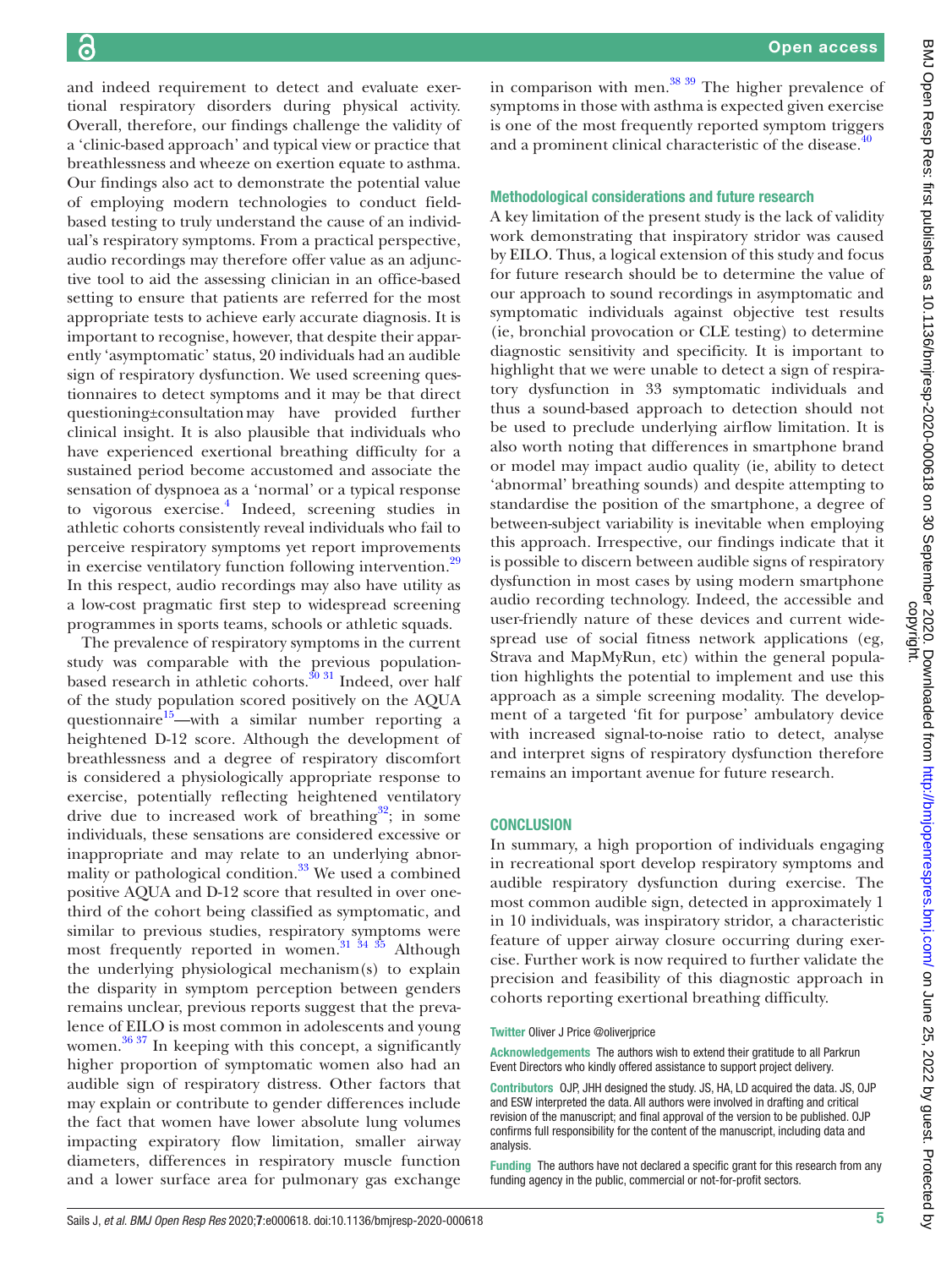and indeed requirement to detect and evaluate exertional respiratory disorders during physical activity. Overall, therefore, our findings challenge the validity of a 'clinic-based approach' and typical view or practice that breathlessness and wheeze on exertion equate to asthma. Our findings also act to demonstrate the potential value of employing modern technologies to conduct field-based testing to truly understand the cause of an individual's respiratory symptoms. From a practical perspective, audio recordings may therefore offer value as an adjunctive tool to aid the assessing clinician in an office-based setting to ensure that patients are referred for the most appropriate tests to achieve early accurate diagnosis. It is important to recognise, however, that despite their apparently 'asymptomatic' status, 20 individuals had an audible sign of respiratory dysfunction. We used screening questionnaires to detect symptoms and it may be that direct questioning±consultation may have provided further clinical insight. It is also plausible that individuals who have experienced exertional breathing difficulty for a sustained period become accustomed and associate the sensation of dyspnoea as a 'normal' or a typical response to vigorous exercise.[4] Indeed, screening studies in athletic cohorts consistently reveal individuals who fail to perceive respiratory symptoms yet report improvements in exercise ventilatory function following intervention.[29] In this respect, audio recordings may also have utility as a low-cost pragmatic first step to widespread screening programmes in sports teams, schools or athletic squads.

The prevalence of respiratory symptoms in the current study was comparable with the previous population-based research in athletic cohorts.[30,31] Indeed, over half of the study population scored positively on the AQUA questionnaire[15]—with a similar number reporting a heightened D-12 score. Although the development of breathlessness and a degree of respiratory discomfort is considered a physiologically appropriate response to exercise, potentially reflecting heightened ventilatory drive due to increased work of breathing[32]; in some individuals, these sensations are considered excessive or inappropriate and may relate to an underlying abnormality or pathological condition.[33] We used a combined positive AQUA and D-12 score that resulted in over one-third of the cohort being classified as symptomatic, and similar to previous studies, respiratory symptoms were most frequently reported in women.[31,34,35] Although the underlying physiological mechanism(s) to explain the disparity in symptom perception between genders remains unclear, previous reports suggest that the prevalence of EILO is most common in adolescents and young women.[36,37] In keeping with this concept, a significantly higher proportion of symptomatic women also had an audible sign of respiratory distress. Other factors that may explain or contribute to gender differences include the fact that women have lower absolute lung volumes impacting expiratory flow limitation, smaller airway diameters, differences in respiratory muscle function and a lower surface area for pulmonary gas exchange in comparison with men.[38,39] The higher prevalence of symptoms in those with asthma is expected given exercise is one of the most frequently reported symptom triggers and a prominent clinical characteristic of the disease.[40]

## Methodological considerations and future research

A key limitation of the present study is the lack of validity work demonstrating that inspiratory stridor was caused by EILO. Thus, a logical extension of this study and focus for future research should be to determine the value of our approach to sound recordings in asymptomatic and symptomatic individuals against objective test results (ie, bronchial provocation or CLE testing) to determine diagnostic sensitivity and specificity. It is important to highlight that we were unable to detect a sign of respiratory dysfunction in 33 symptomatic individuals and thus a sound-based approach to detection should not be used to preclude underlying airflow limitation. It is also worth noting that differences in smartphone brand or model may impact audio quality (ie, ability to detect 'abnormal' breathing sounds) and despite attempting to standardise the position of the smartphone, a degree of between-subject variability is inevitable when employing this approach. Irrespective, our findings indicate that it is possible to discern between audible signs of respiratory dysfunction in most cases by using modern smartphone audio recording technology. Indeed, the accessible and user-friendly nature of these devices and current widespread use of social fitness network applications (eg, Strava and MapMyRun, etc) within the general population highlights the potential to implement and use this approach as a simple screening modality. The development of a targeted 'fit for purpose' ambulatory device with increased signal-to-noise ratio to detect, analyse and interpret signs of respiratory dysfunction therefore remains an important avenue for future research.

## CONCLUSION

In summary, a high proportion of individuals engaging in recreational sport develop respiratory symptoms and audible respiratory dysfunction during exercise. The most common audible sign, detected in approximately 1 in 10 individuals, was inspiratory stridor, a characteristic feature of upper airway closure occurring during exercise. Further work is now required to further validate the precision and feasibility of this diagnostic approach in cohorts reporting exertional breathing difficulty.

**Twitter** Oliver J Price @oliverjprice

**Acknowledgements** The authors wish to extend their gratitude to all Parkrun Event Directors who kindly offered assistance to support project delivery.

**Contributors** OJP, JHH designed the study. JS, HA, LD acquired the data. JS, OJP and ESW interpreted the data. All authors were involved in drafting and critical revision of the manuscript; and final approval of the version to be published. OJP confirms full responsibility for the content of the manuscript, including data and analysis.

**Funding** The authors have not declared a specific grant for this research from any funding agency in the public, commercial or not-for-profit sectors.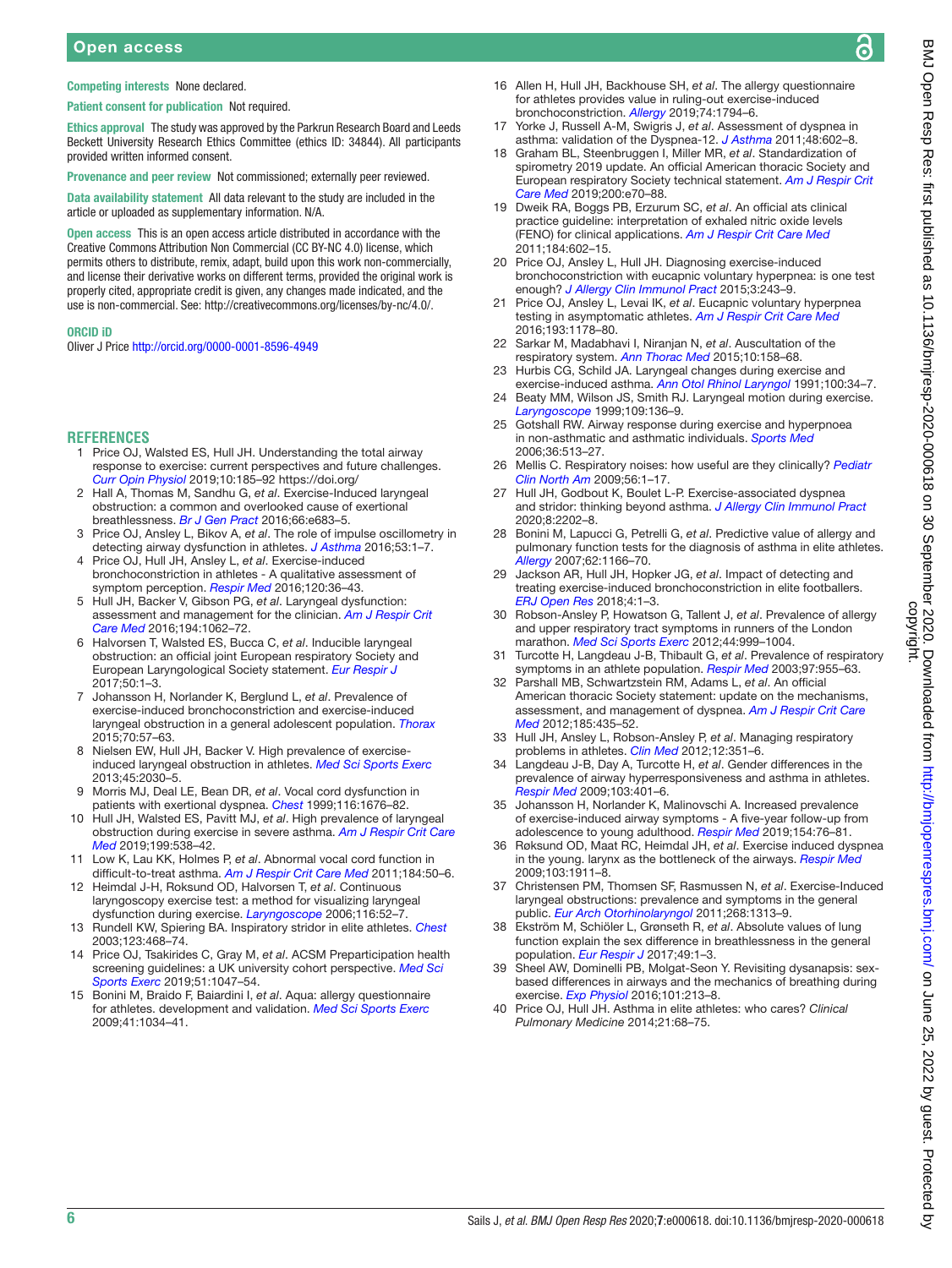**Competing interests** None declared.

**Patient consent for publication** Not required.

**Ethics approval** The study was approved by the Parkrun Research Board and Leeds Beckett University Research Ethics Committee (ethics ID: 34844). All participants provided written informed consent.

**Provenance and peer review** Not commissioned; externally peer reviewed.

**Data availability statement** All data relevant to the study are included in the article or uploaded as supplementary information. N/A.

**Open access** This is an open access article distributed in accordance with the Creative Commons Attribution Non Commercial (CC BY-NC 4.0) license, which permits others to distribute, remix, adapt, build upon this work non-commercially, and license their derivative works on different terms, provided the original work is properly cited, appropriate credit is given, any changes made indicated, and the use is non-commercial. See: http://creativecommons.org/licenses/by-nc/4.0/.

**ORCID iD**

Oliver J Price http://orcid.org/0000-0001-8596-4949

## REFERENCES

1. Price OJ, Walsted ES, Hull JH. Understanding the total airway response to exercise: current perspectives and future challenges. *Curr Opin Physiol* 2019;10:185–92 https://doi.org/
2. Hall A, Thomas M, Sandhu G, *et al*. Exercise-Induced laryngeal obstruction: a common and overlooked cause of exertional breathlessness. *Br J Gen Pract* 2016;66:e683–5.
3. Price OJ, Ansley L, Bikov A, *et al*. The role of impulse oscillometry in detecting airway dysfunction in athletes. *J Asthma* 2016;53:1–7.
4. Price OJ, Hull JH, Ansley L, *et al*. Exercise-induced bronchoconstriction in athletes - A qualitative assessment of symptom perception. *Respir Med* 2016;120:36–43.
5. Hull JH, Backer V, Gibson PG, *et al*. Laryngeal dysfunction: assessment and management for the clinician. *Am J Respir Crit Care Med* 2016;194:1062–72.
6. Halvorsen T, Walsted ES, Bucca C, *et al*. Inducible laryngeal obstruction: an official joint European respiratory Society and European Laryngological Society statement. *Eur Respir J* 2017;50:1–3.
7. Johansson H, Norlander K, Berglund L, *et al*. Prevalence of exercise-induced bronchoconstriction and exercise-induced laryngeal obstruction in a general adolescent population. *Thorax* 2015;70:57–63.
8. Nielsen EW, Hull JH, Backer V. High prevalence of exercise-induced laryngeal obstruction in athletes. *Med Sci Sports Exerc* 2013;45:2030–5.
9. Morris MJ, Deal LE, Bean DR, *et al*. Vocal cord dysfunction in patients with exertional dyspnea. *Chest* 1999;116:1676–82.
10. Hull JH, Walsted ES, Pavitt MJ, *et al*. High prevalence of laryngeal obstruction during exercise in severe asthma. *Am J Respir Crit Care Med* 2019;199:538–42.
11. Low K, Lau KK, Holmes P, *et al*. Abnormal vocal cord function in difficult-to-treat asthma. *Am J Respir Crit Care Med* 2011;184:50–6.
12. Heimdal J-H, Roksund OD, Halvorsen T, *et al*. Continuous laryngoscopy exercise test: a method for visualizing laryngeal dysfunction during exercise. *Laryngoscope* 2006;116:52–7.
13. Rundell KW, Spiering BA. Inspiratory stridor in elite athletes. *Chest* 2003;123:468–74.
14. Price OJ, Tsakirides C, Gray M, *et al*. ACSM Preparticipation health screening guidelines: a UK university cohort perspective. *Med Sci Sports Exerc* 2019;51:1047–54.
15. Bonini M, Braido F, Baiardini I, *et al*. Aqua: allergy questionnaire for athletes. development and validation. *Med Sci Sports Exerc* 2009;41:1034–41.
16. Allen H, Hull JH, Backhouse SH, *et al*. The allergy questionnaire for athletes provides value in ruling-out exercise-induced bronchoconstriction. *Allergy* 2019;74:1794–6.
17. Yorke J, Russell A-M, Swigris J, *et al*. Assessment of dyspnea in asthma: validation of the Dyspnea-12. *J Asthma* 2011;48:602–8.
18. Graham BL, Steenbruggen I, Miller MR, *et al*. Standardization of spirometry 2019 update. An official American thoracic Society and European respiratory Society technical statement. *Am J Respir Crit Care Med* 2019;200:e70–88.
19. Dweik RA, Boggs PB, Erzurum SC, *et al*. An official ats clinical practice guideline: interpretation of exhaled nitric oxide levels (FENO) for clinical applications. *Am J Respir Crit Care Med* 2011;184:602–15.
20. Price OJ, Ansley L, Hull JH. Diagnosing exercise-induced bronchoconstriction with eucapnic voluntary hyperpnea: is one test enough? *J Allergy Clin Immunol Pract* 2015;3:243–9.
21. Price OJ, Ansley L, Levai IK, *et al*. Eucapnic voluntary hyperpnea testing in asymptomatic athletes. *Am J Respir Crit Care Med* 2016;193:1178–80.
22. Sarkar M, Madabhavi I, Niranjan N, *et al*. Auscultation of the respiratory system. *Ann Thorac Med* 2015;10:158–68.
23. Hurbis CG, Schild JA. Laryngeal changes during exercise and exercise-induced asthma. *Ann Otol Rhinol Laryngol* 1991;100:34–7.
24. Beaty MM, Wilson JS, Smith RJ. Laryngeal motion during exercise. *Laryngoscope* 1999;109:136–9.
25. Gotshall RW. Airway response during exercise and hyperpnoea in non-asthmatic and asthmatic individuals. *Sports Med* 2006;36:513–27.
26. Mellis C. Respiratory noises: how useful are they clinically? *Pediatr Clin North Am* 2009;56:1–17.
27. Hull JH, Godbout K, Boulet L-P. Exercise-associated dyspnea and stridor: thinking beyond asthma. *J Allergy Clin Immunol Pract* 2020;8:2202–8.
28. Bonini M, Lapucci G, Petrelli G, *et al*. Predictive value of allergy and pulmonary function tests for the diagnosis of asthma in elite athletes. *Allergy* 2007;62:1166–70.
29. Jackson AR, Hull JH, Hopker JG, *et al*. Impact of detecting and treating exercise-induced bronchoconstriction in elite footballers. *ERJ Open Res* 2018;4:1–3.
30. Robson-Ansley P, Howatson G, Tallent J, *et al*. Prevalence of allergy and upper respiratory tract symptoms in runners of the London marathon. *Med Sci Sports Exerc* 2012;44:999–1004.
31. Turcotte H, Langdeau J-B, Thibault G, *et al*. Prevalence of respiratory symptoms in an athlete population. *Respir Med* 2003;97:955–63.
32. Parshall MB, Schwartzstein RM, Adams L, *et al*. An official American thoracic Society statement: update on the mechanisms, assessment, and management of dyspnea. *Am J Respir Crit Care Med* 2012;185:435–52.
33. Hull JH, Ansley L, Robson-Ansley P, *et al*. Managing respiratory problems in athletes. *Clin Med* 2012;12:351–6.
34. Langdeau J-B, Day A, Turcotte H, *et al*. Gender differences in the prevalence of airway hyperresponsiveness and asthma in athletes. *Respir Med* 2009;103:401–6.
35. Johansson H, Norlander K, Malinovschi A. Increased prevalence of exercise-induced airway symptoms - A five-year follow-up from adolescence to young adulthood. *Respir Med* 2019;154:76–81.
36. Røksund OD, Maat RC, Heimdal JH, *et al*. Exercise induced dyspnea in the young. larynx as the bottleneck of the airways. *Respir Med* 2009;103:1911–8.
37. Christensen PM, Thomsen SF, Rasmussen N, *et al*. Exercise-Induced laryngeal obstructions: prevalence and symptoms in the general public. *Eur Arch Otorhinolaryngol* 2011;268:1313–9.
38. Ekström M, Schiöler L, Grønseth R, *et al*. Absolute values of lung function explain the sex difference in breathlessness in the general population. *Eur Respir J* 2017;49:1–3.
39. Sheel AW, Dominelli PB, Molgat-Seon Y. Revisiting dysanapsis: sex-based differences in airways and the mechanics of breathing during exercise. *Exp Physiol* 2016;101:213–8.
40. Price OJ, Hull JH. Asthma in elite athletes: who cares? *Clinical Pulmonary Medicine* 2014;21:68–75.